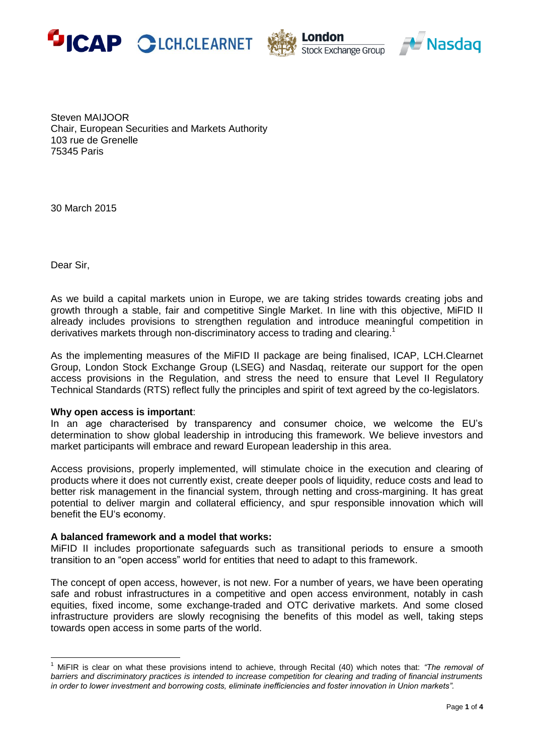ICAP LCH.CLEARNET London Stock Exchange Group Nasdaq

Steven MAIJOOR
Chair, European Securities and Markets Authority
103 rue de Grenelle
75345 Paris

30 March 2015

Dear Sir,

As we build a capital markets union in Europe, we are taking strides towards creating jobs and growth through a stable, fair and competitive Single Market. In line with this objective, MiFID II already includes provisions to strengthen regulation and introduce meaningful competition in derivatives markets through non-discriminatory access to trading and clearing.[1]

As the implementing measures of the MiFID II package are being finalised, ICAP, LCH.Clearnet Group, London Stock Exchange Group (LSEG) and Nasdaq, reiterate our support for the open access provisions in the Regulation, and stress the need to ensure that Level II Regulatory Technical Standards (RTS) reflect fully the principles and spirit of text agreed by the co-legislators.

**Why open access is important**:
In an age characterised by transparency and consumer choice, we welcome the EU's determination to show global leadership in introducing this framework. We believe investors and market participants will embrace and reward European leadership in this area.

Access provisions, properly implemented, will stimulate choice in the execution and clearing of products where it does not currently exist, create deeper pools of liquidity, reduce costs and lead to better risk management in the financial system, through netting and cross-margining. It has great potential to deliver margin and collateral efficiency, and spur responsible innovation which will benefit the EU's economy.

**A balanced framework and a model that works:**
MiFID II includes proportionate safeguards such as transitional periods to ensure a smooth transition to an "open access" world for entities that need to adapt to this framework.

The concept of open access, however, is not new. For a number of years, we have been operating safe and robust infrastructures in a competitive and open access environment, notably in cash equities, fixed income, some exchange-traded and OTC derivative markets. And some closed infrastructure providers are slowly recognising the benefits of this model as well, taking steps towards open access in some parts of the world.

---

[1] MiFIR is clear on what these provisions intend to achieve, through Recital (40) which notes that: *"The removal of barriers and discriminatory practices is intended to increase competition for clearing and trading of financial instruments in order to lower investment and borrowing costs, eliminate inefficiencies and foster innovation in Union markets"*.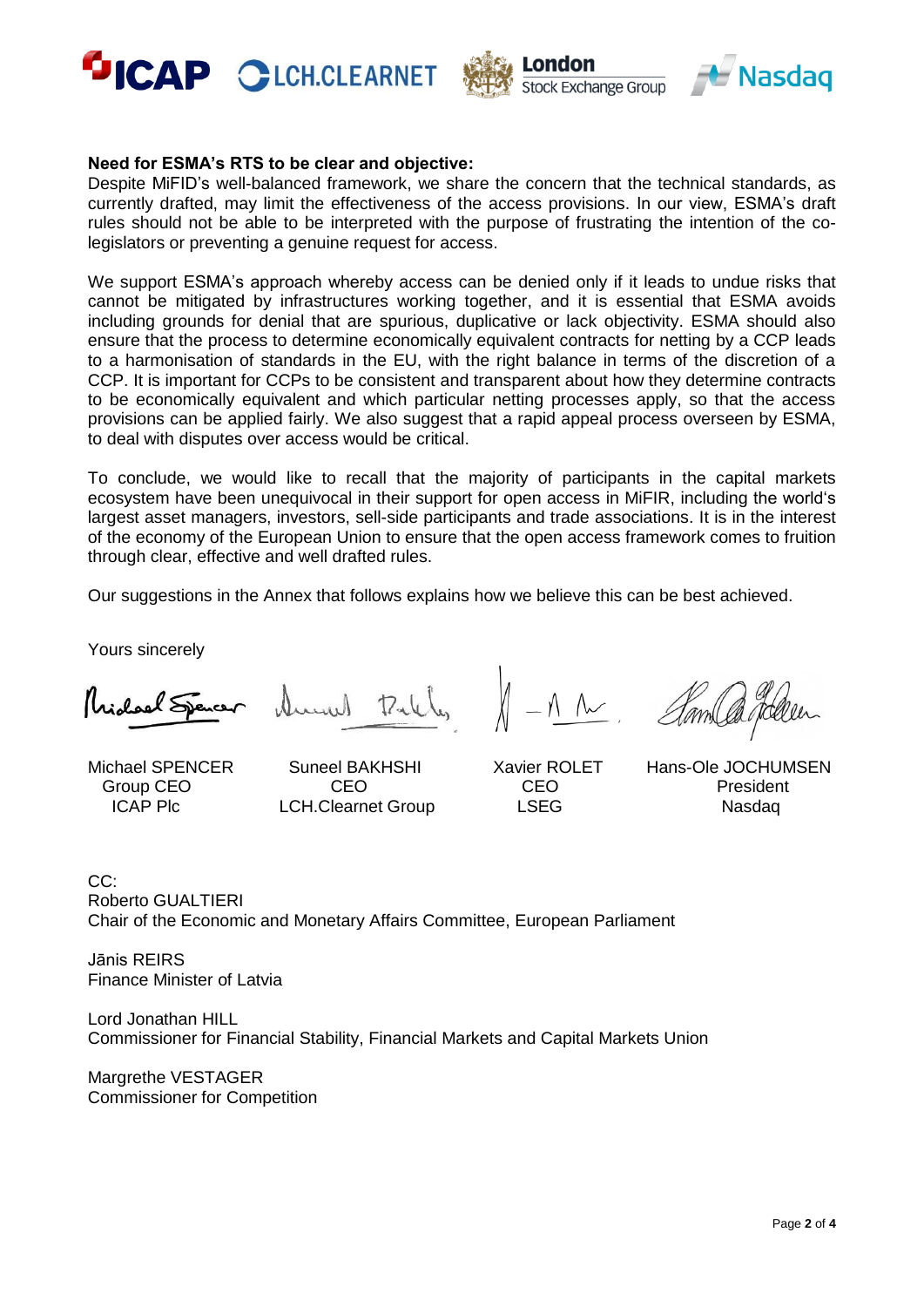**Need for ESMA's RTS to be clear and objective:**

Despite MiFID's well-balanced framework, we share the concern that the technical standards, as currently drafted, may limit the effectiveness of the access provisions. In our view, ESMA's draft rules should not be able to be interpreted with the purpose of frustrating the intention of the co-legislators or preventing a genuine request for access.

We support ESMA's approach whereby access can be denied only if it leads to undue risks that cannot be mitigated by infrastructures working together, and it is essential that ESMA avoids including grounds for denial that are spurious, duplicative or lack objectivity. ESMA should also ensure that the process to determine economically equivalent contracts for netting by a CCP leads to a harmonisation of standards in the EU, with the right balance in terms of the discretion of a CCP. It is important for CCPs to be consistent and transparent about how they determine contracts to be economically equivalent and which particular netting processes apply, so that the access provisions can be applied fairly. We also suggest that a rapid appeal process overseen by ESMA, to deal with disputes over access would be critical.

To conclude, we would like to recall that the majority of participants in the capital markets ecosystem have been unequivocal in their support for open access in MiFIR, including the world's largest asset managers, investors, sell-side participants and trade associations. It is in the interest of the economy of the European Union to ensure that the open access framework comes to fruition through clear, effective and well drafted rules.

Our suggestions in the Annex that follows explains how we believe this can be best achieved.

Yours sincerely

| Michael SPENCER | Suneel BAKHSHI | Xavier ROLET | Hans-Ole JOCHUMSEN |
|---|---|---|---|
| Group CEO | CEO | CEO | President |
| ICAP Plc | LCH.Clearnet Group | LSEG | Nasdaq |

CC:

Roberto GUALTIERI
Chair of the Economic and Monetary Affairs Committee, European Parliament

Jānis REIRS
Finance Minister of Latvia

Lord Jonathan HILL
Commissioner for Financial Stability, Financial Markets and Capital Markets Union

Margrethe VESTAGER
Commissioner for Competition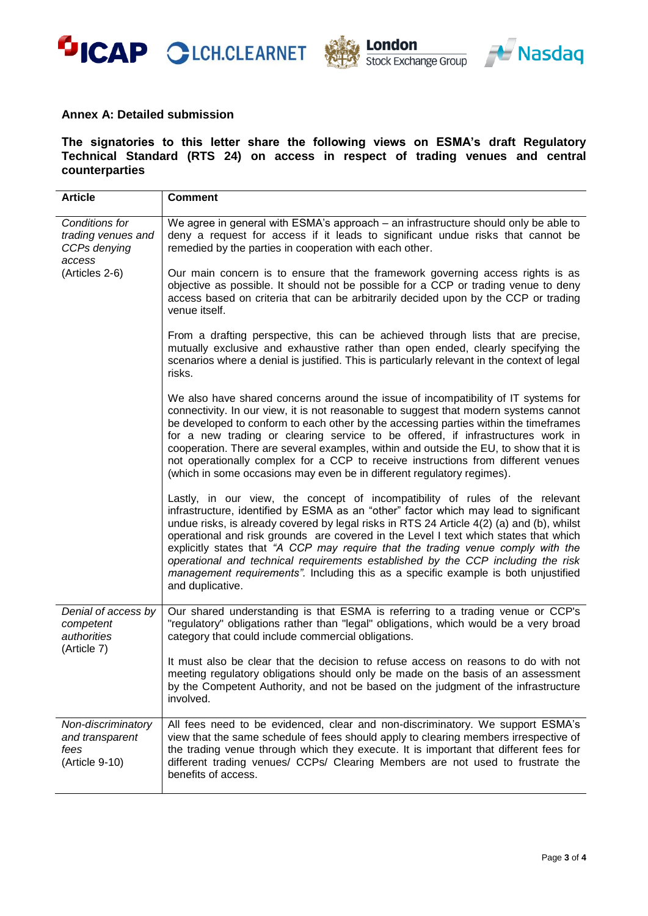**Annex A: Detailed submission**

**The signatories to this letter share the following views on ESMA's draft Regulatory Technical Standard (RTS 24) on access in respect of trading venues and central counterparties**

| Article | Comment |
|---|---|
| *Conditions for trading venues and CCPs denying access* (Articles 2-6) | We agree in general with ESMA's approach – an infrastructure should only be able to deny a request for access if it leads to significant undue risks that cannot be remedied by the parties in cooperation with each other.<br><br>Our main concern is to ensure that the framework governing access rights is as objective as possible. It should not be possible for a CCP or trading venue to deny access based on criteria that can be arbitrarily decided upon by the CCP or trading venue itself.<br><br>From a drafting perspective, this can be achieved through lists that are precise, mutually exclusive and exhaustive rather than open ended, clearly specifying the scenarios where a denial is justified. This is particularly relevant in the context of legal risks.<br><br>We also have shared concerns around the issue of incompatibility of IT systems for connectivity. In our view, it is not reasonable to suggest that modern systems cannot be developed to conform to each other by the accessing parties within the timeframes for a new trading or clearing service to be offered, if infrastructures work in cooperation. There are several examples, within and outside the EU, to show that it is not operationally complex for a CCP to receive instructions from different venues (which in some occasions may even be in different regulatory regimes).<br><br>Lastly, in our view, the concept of incompatibility of rules of the relevant infrastructure, identified by ESMA as an "other" factor which may lead to significant undue risks, is already covered by legal risks in RTS 24 Article 4(2) (a) and (b), whilst operational and risk grounds are covered in the Level I text which states that which explicitly states that *"A CCP may require that the trading venue comply with the operational and technical requirements established by the CCP including the risk management requirements".* Including this as a specific example is both unjustified and duplicative. |
| *Denial of access by competent authorities* (Article 7) | Our shared understanding is that ESMA is referring to a trading venue or CCP's "regulatory" obligations rather than "legal" obligations, which would be a very broad category that could include commercial obligations.<br><br>It must also be clear that the decision to refuse access on reasons to do with not meeting regulatory obligations should only be made on the basis of an assessment by the Competent Authority, and not be based on the judgment of the infrastructure involved. |
| *Non-discriminatory and transparent fees* (Article 9-10) | All fees need to be evidenced, clear and non-discriminatory. We support ESMA's view that the same schedule of fees should apply to clearing members irrespective of the trading venue through which they execute. It is important that different fees for different trading venues/ CCPs/ Clearing Members are not used to frustrate the benefits of access. |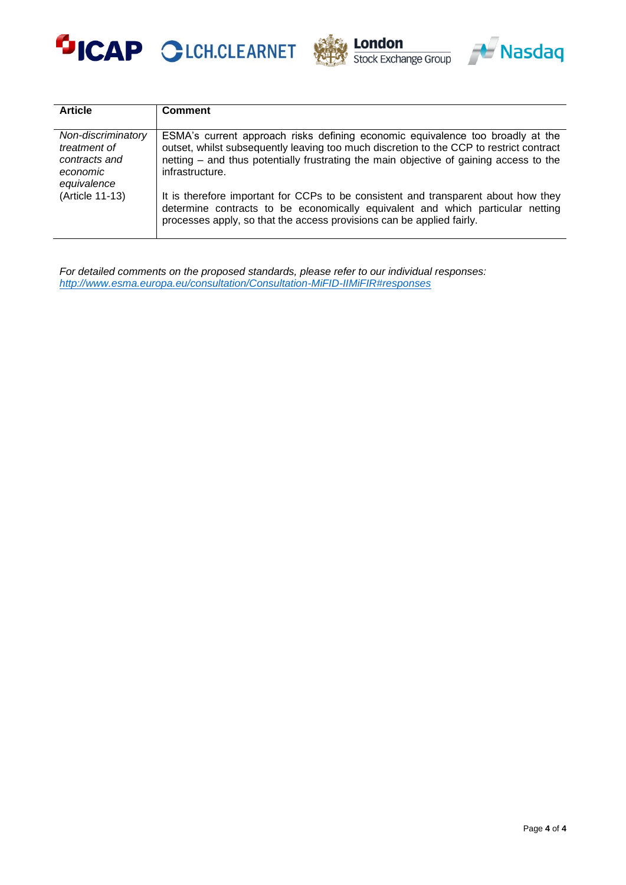| Article | Comment |
|---|---|
| *Non-discriminatory treatment of contracts and economic equivalence* (Article 11-13) | ESMA's current approach risks defining economic equivalence too broadly at the outset, whilst subsequently leaving too much discretion to the CCP to restrict contract netting – and thus potentially frustrating the main objective of gaining access to the infrastructure.<br><br>It is therefore important for CCPs to be consistent and transparent about how they determine contracts to be economically equivalent and which particular netting processes apply, so that the access provisions can be applied fairly. |

*For detailed comments on the proposed standards, please refer to our individual responses: [http://www.esma.europa.eu/consultation/Consultation-MiFID-IIMiFIR#responses](http://www.esma.europa.eu/consultation/Consultation-MiFID-IIMiFIR#responses)*